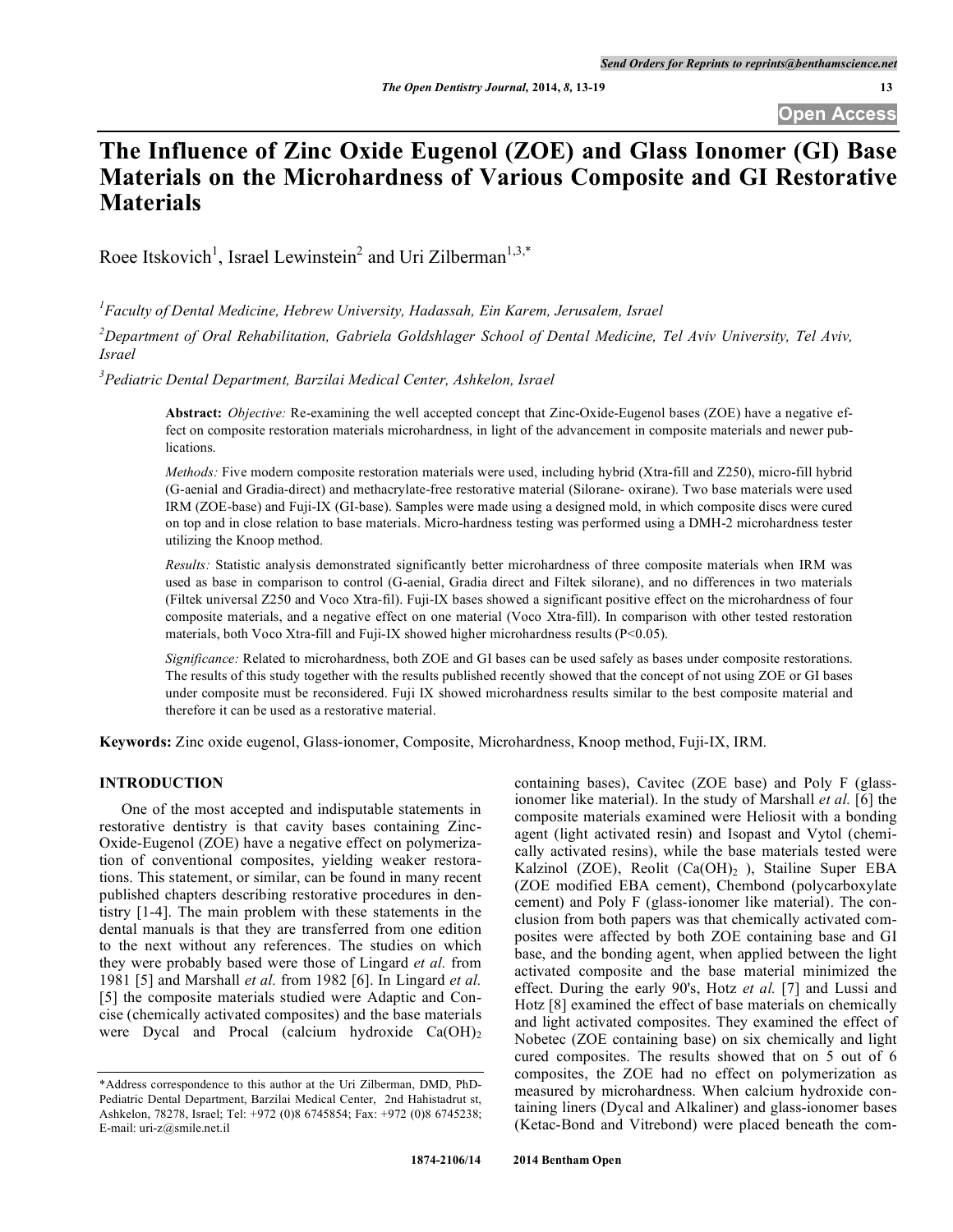# The Influence of Zinc Oxide Eugenol (ZOE) and Glass Ionomer (GI) Base Materials on the Microhardness of Various Composite and GI Restorative Materials

Roee Itskovich[1], Israel Lewinstein[2] and Uri Zilberman[1,3,*]

[1]*Faculty of Dental Medicine, Hebrew University, Hadassah, Ein Karem, Jerusalem, Israel*

[2]*Department of Oral Rehabilitation, Gabriela Goldshlager School of Dental Medicine, Tel Aviv University, Tel Aviv, Israel*

[3]*Pediatric Dental Department, Barzilai Medical Center, Ashkelon, Israel*

**Abstract:** *Objective:* Re-examining the well accepted concept that Zinc-Oxide-Eugenol bases (ZOE) have a negative effect on composite restoration materials microhardness, in light of the advancement in composite materials and newer publications.

*Methods:* Five modern composite restoration materials were used, including hybrid (Xtra-fill and Z250), micro-fill hybrid (G-aenial and Gradia-direct) and methacrylate-free restorative material (Silorane- oxirane). Two base materials were used IRM (ZOE-base) and Fuji-IX (GI-base). Samples were made using a designed mold, in which composite discs were cured on top and in close relation to base materials. Micro-hardness testing was performed using a DMH-2 microhardness tester utilizing the Knoop method.

*Results:* Statistic analysis demonstrated significantly better microhardness of three composite materials when IRM was used as base in comparison to control (G-aenial, Gradia direct and Filtek silorane), and no differences in two materials (Filtek universal Z250 and Voco Xtra-fil). Fuji-IX bases showed a significant positive effect on the microhardness of four composite materials, and a negative effect on one material (Voco Xtra-fill). In comparison with other tested restoration materials, both Voco Xtra-fill and Fuji-IX showed higher microhardness results ($P<0.05$).

*Significance:* Related to microhardness, both ZOE and GI bases can be used safely as bases under composite restorations. The results of this study together with the results published recently showed that the concept of not using ZOE or GI bases under composite must be reconsidered. Fuji IX showed microhardness results similar to the best composite material and therefore it can be used as a restorative material.

**Keywords:** Zinc oxide eugenol, Glass-ionomer, Composite, Microhardness, Knoop method, Fuji-IX, IRM.

## INTRODUCTION

One of the most accepted and indisputable statements in restorative dentistry is that cavity bases containing Zinc-Oxide-Eugenol (ZOE) have a negative effect on polymerization of conventional composites, yielding weaker restorations. This statement, or similar, can be found in many recent published chapters describing restorative procedures in dentistry [1-4]. The main problem with these statements in the dental manuals is that they are transferred from one edition to the next without any references. The studies on which they were probably based were those of Lingard *et al.* from 1981 [5] and Marshall *et al.* from 1982 [6]. In Lingard *et al.* [5] the composite materials studied were Adaptic and Concise (chemically activated composites) and the base materials were Dycal and Procal (calcium hydroxide $Ca(OH)_2$ containing bases), Cavitec (ZOE base) and Poly F (glass-ionomer like material). In the study of Marshall *et al.* [6] the composite materials examined were Heliosit with a bonding agent (light activated resin) and Isopast and Vytol (chemically activated resins), while the base materials tested were Kalzinol (ZOE), Reolit ($Ca(OH)_2$ ), Stailine Super EBA (ZOE modified EBA cement), Chembond (polycarboxylate cement) and Poly F (glass-ionomer like material). The conclusion from both papers was that chemically activated composites were affected by both ZOE containing base and GI base, and the bonding agent, when applied between the light activated composite and the base material minimized the effect. During the early 90's, Hotz *et al.* [7] and Lussi and Hotz [8] examined the effect of base materials on chemically and light activated composites. They examined the effect of Nobetec (ZOE containing base) on six chemically and light cured composites. The results showed that on 5 out of 6 composites, the ZOE had no effect on polymerization as measured by microhardness. When calcium hydroxide containing liners (Dycal and Alkaliner) and glass-ionomer bases (Ketac-Bond and Vitrebond) were placed beneath the com-

*Address correspondence to this author at the Uri Zilberman, DMD, PhD-Pediatric Dental Department, Barzilai Medical Center, 2nd Hahistadrut st, Ashkelon, 78278, Israel; Tel: +972 (0)8 6745854; Fax: +972 (0)8 6745238; E-mail: uri-z@smile.net.il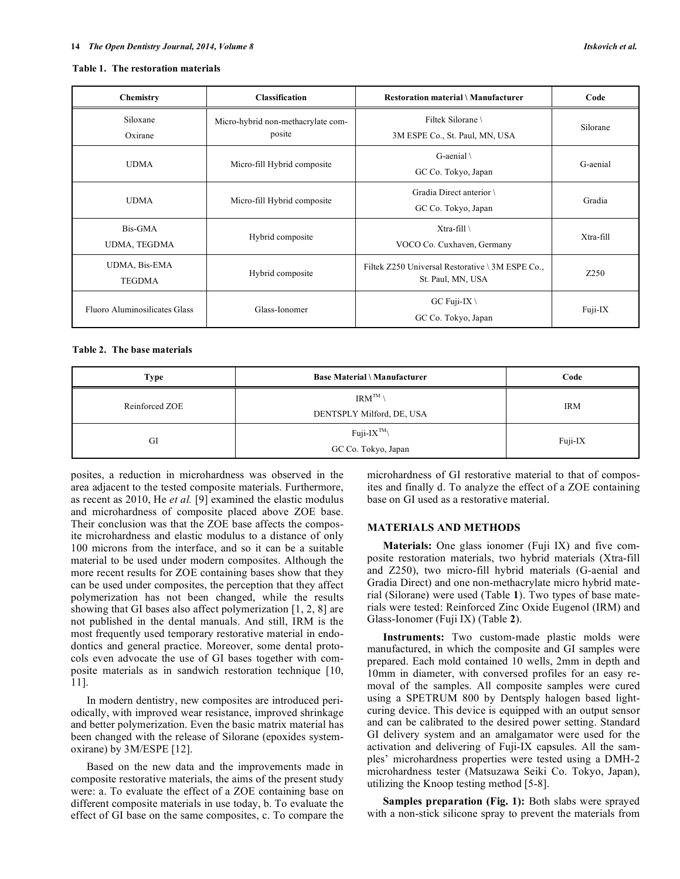**Table 1. The restoration materials**

| Chemistry | Classification | Restoration material \ Manufacturer | Code |
|---|---|---|---|
| Siloxane Oxirane | Micro-hybrid non-methacrylate composite | Filtek Silorane \ 3M ESPE Co., St. Paul, MN, USA | Silorane |
| UDMA | Micro-fill Hybrid composite | G-aenial \ GC Co. Tokyo, Japan | G-aenial |
| UDMA | Micro-fill Hybrid composite | Gradia Direct anterior \ GC Co. Tokyo, Japan | Gradia |
| Bis-GMA UDMA, TEGDMA | Hybrid composite | Xtra-fill \ VOCO Co. Cuxhaven, Germany | Xtra-fill |
| UDMA, Bis-EMA TEGDMA | Hybrid composite | Filtek Z250 Universal Restorative \ 3M ESPE Co., St. Paul, MN, USA | Z250 |
| Fluoro Aluminosilicates Glass | Glass-Ionomer | GC Fuji-IX \ GC Co. Tokyo, Japan | Fuji-IX |

**Table 2. The base materials**

| Type | Base Material \ Manufacturer | Code |
|---|---|---|
| Reinforced ZOE | IRM™ \ DENTSPLY Milford, DE, USA | IRM |
| GI | Fuji-IX™\ GC Co. Tokyo, Japan | Fuji-IX |

posites, a reduction in microhardness was observed in the area adjacent to the tested composite materials. Furthermore, as recent as 2010, He *et al.* [9] examined the elastic modulus and microhardness of composite placed above ZOE base. Their conclusion was that the ZOE base affects the composite microhardness and elastic modulus to a distance of only 100 microns from the interface, and so it can be a suitable material to be used under modern composites. Although the more recent results for ZOE containing bases show that they can be used under composites, the perception that they affect polymerization has not been changed, while the results showing that GI bases also affect polymerization [1, 2, 8] are not published in the dental manuals. And still, IRM is the most frequently used temporary restorative material in endodontics and general practice. Moreover, some dental protocols even advocate the use of GI bases together with composite materials as in sandwich restoration technique [10, 11].

In modern dentistry, new composites are introduced periodically, with improved wear resistance, improved shrinkage and better polymerization. Even the basic matrix material has been changed with the release of Silorane (epoxides system-oxirane) by 3M/ESPE [12].

Based on the new data and the improvements made in composite restorative materials, the aims of the present study were: a. To evaluate the effect of a ZOE containing base on different composite materials in use today, b. To evaluate the effect of GI base on the same composites, c. To compare the microhardness of GI restorative material to that of composites and finally d. To analyze the effect of a ZOE containing base on GI used as a restorative material.

## MATERIALS AND METHODS

**Materials:** One glass ionomer (Fuji IX) and five composite restoration materials, two hybrid materials (Xtra-fill and Z250), two micro-fill hybrid materials (G-aenial and Gradia Direct) and one non-methacrylate micro hybrid material (Silorane) were used (Table **1**). Two types of base materials were tested: Reinforced Zinc Oxide Eugenol (IRM) and Glass-Ionomer (Fuji IX) (Table **2**).

**Instruments:** Two custom-made plastic molds were manufactured, in which the composite and GI samples were prepared. Each mold contained 10 wells, 2mm in depth and 10mm in diameter, with conversed profiles for an easy removal of the samples. All composite samples were cured using a SPETRUM 800 by Dentsply halogen based light-curing device. This device is equipped with an output sensor and can be calibrated to the desired power setting. Standard GI delivery system and an amalgamator were used for the activation and delivering of Fuji-IX capsules. All the samples' microhardness properties were tested using a DMH-2 microhardness tester (Matsuzawa Seiki Co. Tokyo, Japan), utilizing the Knoop testing method [5-8].

**Samples preparation (Fig. 1):** Both slabs were sprayed with a non-stick silicone spray to prevent the materials from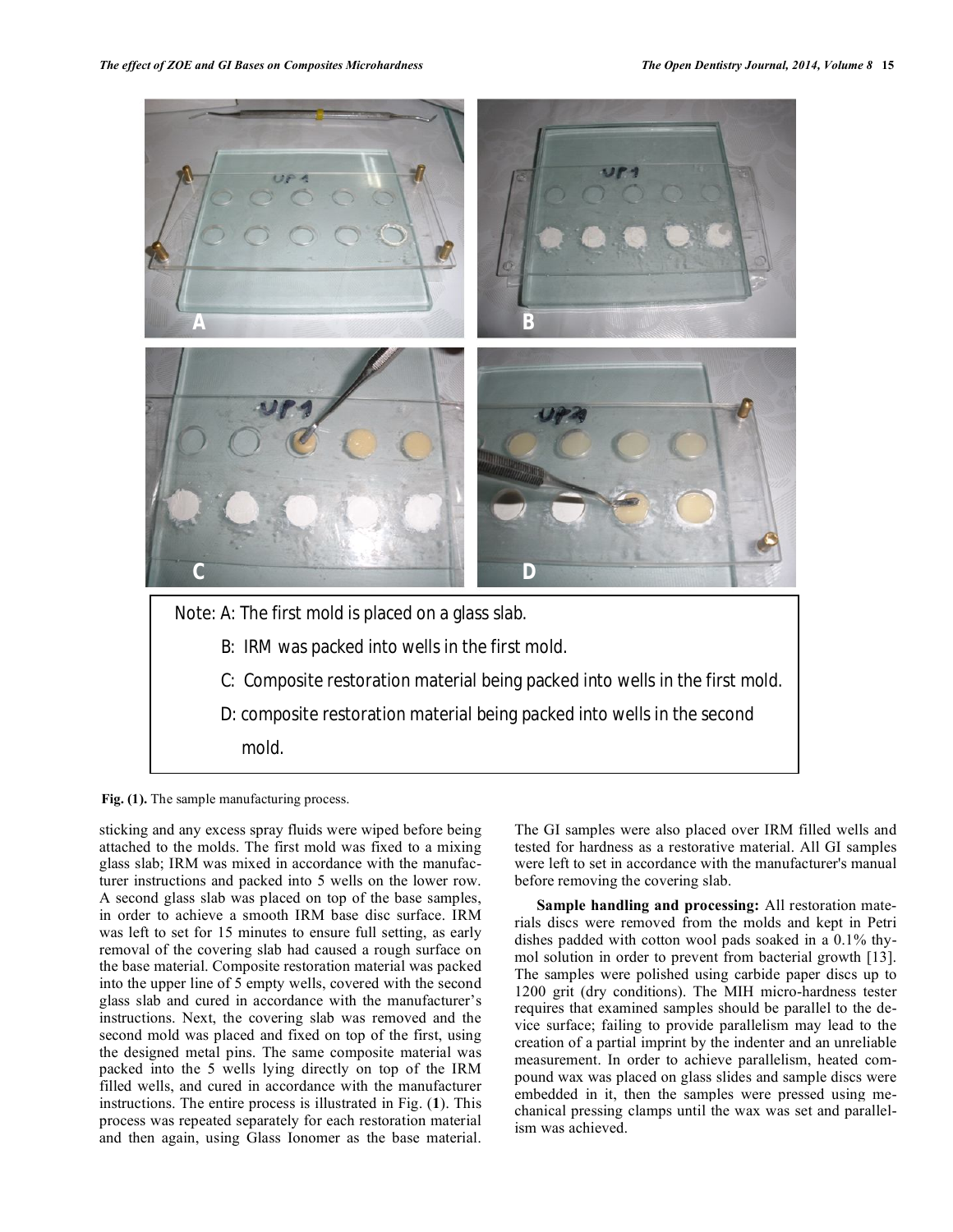Note: A: The first mold is placed on a glass slab.

B: IRM was packed into wells in the first mold.

C: Composite restoration material being packed into wells in the first mold.

D: composite restoration material being packed into wells in the second mold.

**Fig. (1).** The sample manufacturing process.

sticking and any excess spray fluids were wiped before being attached to the molds. The first mold was fixed to a mixing glass slab; IRM was mixed in accordance with the manufacturer instructions and packed into 5 wells on the lower row. A second glass slab was placed on top of the base samples, in order to achieve a smooth IRM base disc surface. IRM was left to set for 15 minutes to ensure full setting, as early removal of the covering slab had caused a rough surface on the base material. Composite restoration material was packed into the upper line of 5 empty wells, covered with the second glass slab and cured in accordance with the manufacturer's instructions. Next, the covering slab was removed and the second mold was placed and fixed on top of the first, using the designed metal pins. The same composite material was packed into the 5 wells lying directly on top of the IRM filled wells, and cured in accordance with the manufacturer instructions. The entire process is illustrated in Fig. (**1**). This process was repeated separately for each restoration material and then again, using Glass Ionomer as the base material. The GI samples were also placed over IRM filled wells and tested for hardness as a restorative material. All GI samples were left to set in accordance with the manufacturer's manual before removing the covering slab.

**Sample handling and processing:** All restoration materials discs were removed from the molds and kept in Petri dishes padded with cotton wool pads soaked in a 0.1% thymol solution in order to prevent from bacterial growth [13]. The samples were polished using carbide paper discs up to 1200 grit (dry conditions). The MIH micro-hardness tester requires that examined samples should be parallel to the device surface; failing to provide parallelism may lead to the creation of a partial imprint by the indenter and an unreliable measurement. In order to achieve parallelism, heated compound wax was placed on glass slides and sample discs were embedded in it, then the samples were pressed using mechanical pressing clamps until the wax was set and parallelism was achieved.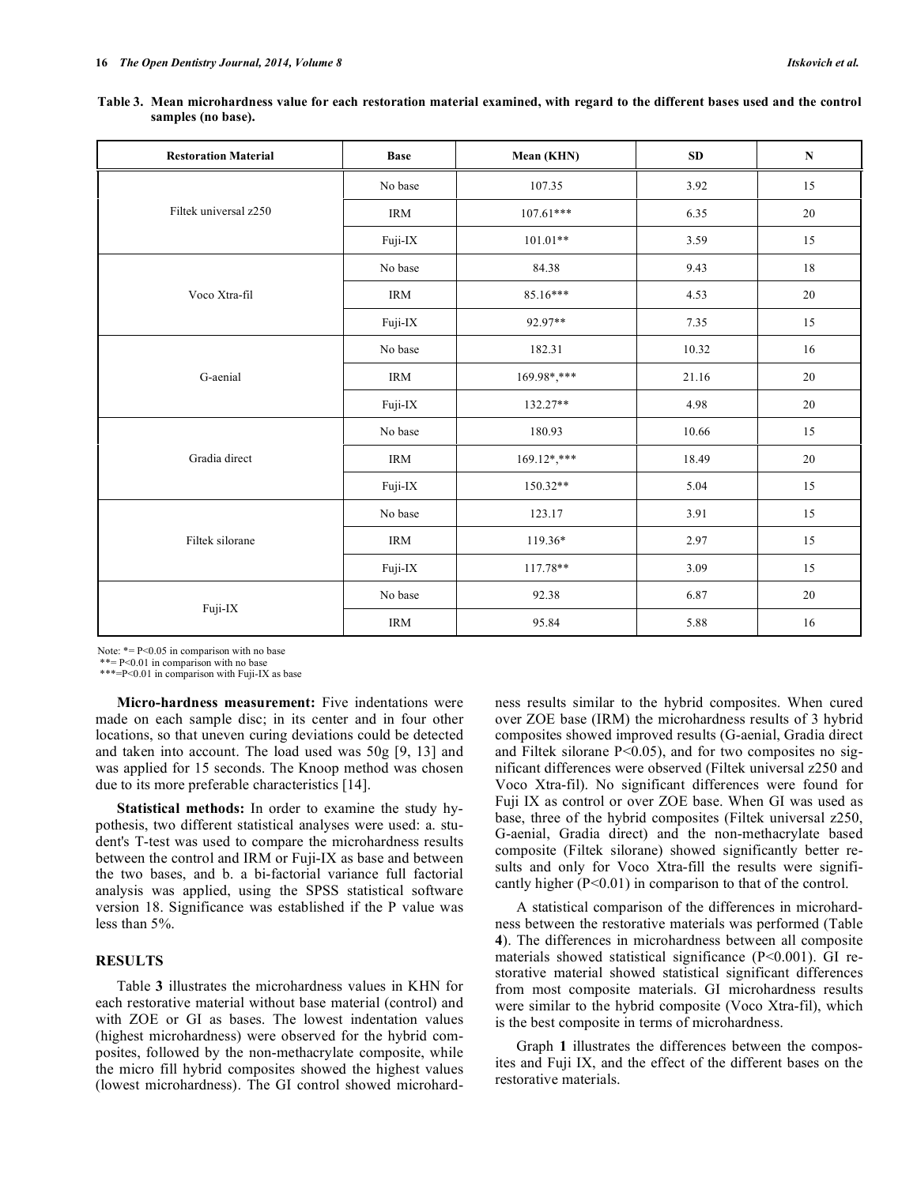**Table 3. Mean microhardness value for each restoration material examined, with regard to the different bases used and the control samples (no base).**

| Restoration Material | Base | Mean (KHN) | SD | N |
|---|---|---|---|---|
| Filtek universal z250 | No base | 107.35 | 3.92 | 15 |
| | IRM | 107.61*** | 6.35 | 20 |
| | Fuji-IX | 101.01** | 3.59 | 15 |
| Voco Xtra-fil | No base | 84.38 | 9.43 | 18 |
| | IRM | 85.16*** | 4.53 | 20 |
| | Fuji-IX | 92.97** | 7.35 | 15 |
| G-aenial | No base | 182.31 | 10.32 | 16 |
| | IRM | 169.98*,*** | 21.16 | 20 |
| | Fuji-IX | 132.27** | 4.98 | 20 |
| Gradia direct | No base | 180.93 | 10.66 | 15 |
| | IRM | 169.12*,*** | 18.49 | 20 |
| | Fuji-IX | 150.32** | 5.04 | 15 |
| Filtek silorane | No base | 123.17 | 3.91 | 15 |
| | IRM | 119.36* | 2.97 | 15 |
| | Fuji-IX | 117.78** | 3.09 | 15 |
| Fuji-IX | No base | 92.38 | 6.87 | 20 |
| | IRM | 95.84 | 5.88 | 16 |

Note: *= $P<0.05$ in comparison with no base
**= $P<0.01$ in comparison with no base
***= $P<0.01$ in comparison with Fuji-IX as base

**Micro-hardness measurement:** Five indentations were made on each sample disc; in its center and in four other locations, so that uneven curing deviations could be detected and taken into account. The load used was 50g [9, 13] and was applied for 15 seconds. The Knoop method was chosen due to its more preferable characteristics [14].

**Statistical methods:** In order to examine the study hypothesis, two different statistical analyses were used: a. student's T-test was used to compare the microhardness results between the control and IRM or Fuji-IX as base and between the two bases, and b. a bi-factorial variance full factorial analysis was applied, using the SPSS statistical software version 18. Significance was established if the P value was less than 5%.

## RESULTS

Table **3** illustrates the microhardness values in KHN for each restorative material without base material (control) and with ZOE or GI as bases. The lowest indentation values (highest microhardness) were observed for the hybrid composites, followed by the non-methacrylate composite, while the micro fill hybrid composites showed the highest values (lowest microhardness). The GI control showed microhardness results similar to the hybrid composites. When cured over ZOE base (IRM) the microhardness results of 3 hybrid composites showed improved results (G-aenial, Gradia direct and Filtek silorane $P<0.05$), and for two composites no significant differences were observed (Filtek universal z250 and Voco Xtra-fil). No significant differences were found for Fuji IX as control or over ZOE base. When GI was used as base, three of the hybrid composites (Filtek universal z250, G-aenial, Gradia direct) and the non-methacrylate based composite (Filtek silorane) showed significantly better results and only for Voco Xtra-fill the results were significantly higher ($P<0.01$) in comparison to that of the control.

A statistical comparison of the differences in microhardness between the restorative materials was performed (Table **4**). The differences in microhardness between all composite materials showed statistical significance ($P<0.001$). GI restorative material showed statistical significant differences from most composite materials. GI microhardness results were similar to the hybrid composite (Voco Xtra-fil), which is the best composite in terms of microhardness.

Graph **1** illustrates the differences between the composites and Fuji IX, and the effect of the different bases on the restorative materials.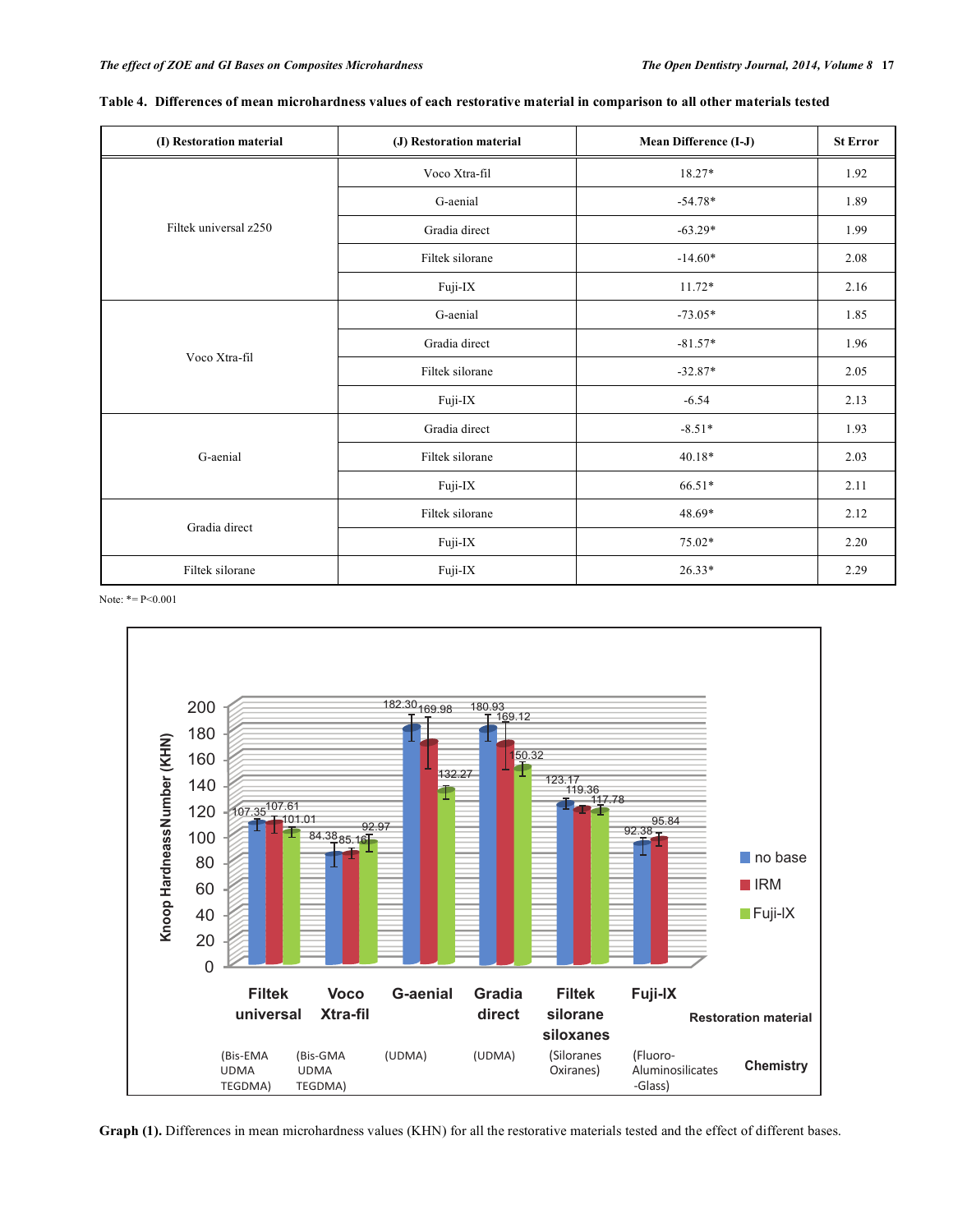**Table 4. Differences of mean microhardness values of each restorative material in comparison to all other materials tested**

| (I) Restoration material | (J) Restoration material | Mean Difference (I-J) | St Error |
|---|---|---|---|
| Filtek universal z250 | Voco Xtra-fil | 18.27* | 1.92 |
| | G-aenial | -54.78* | 1.89 |
| | Gradia direct | -63.29* | 1.99 |
| | Filtek silorane | -14.60* | 2.08 |
| | Fuji-IX | 11.72* | 2.16 |
| Voco Xtra-fil | G-aenial | -73.05* | 1.85 |
| | Gradia direct | -81.57* | 1.96 |
| | Filtek silorane | -32.87* | 2.05 |
| | Fuji-IX | -6.54 | 2.13 |
| G-aenial | Gradia direct | -8.51* | 1.93 |
| | Filtek silorane | 40.18* | 2.03 |
| | Fuji-IX | 66.51* | 2.11 |
| Gradia direct | Filtek silorane | 48.69* | 2.12 |
| | Fuji-IX | 75.02* | 2.20 |
| Filtek silorane | Fuji-IX | 26.33* | 2.29 |

Note: *= P<0.001

**Graph (1).** Differences in mean microhardness values (KHN) for all the restorative materials tested and the effect of different bases.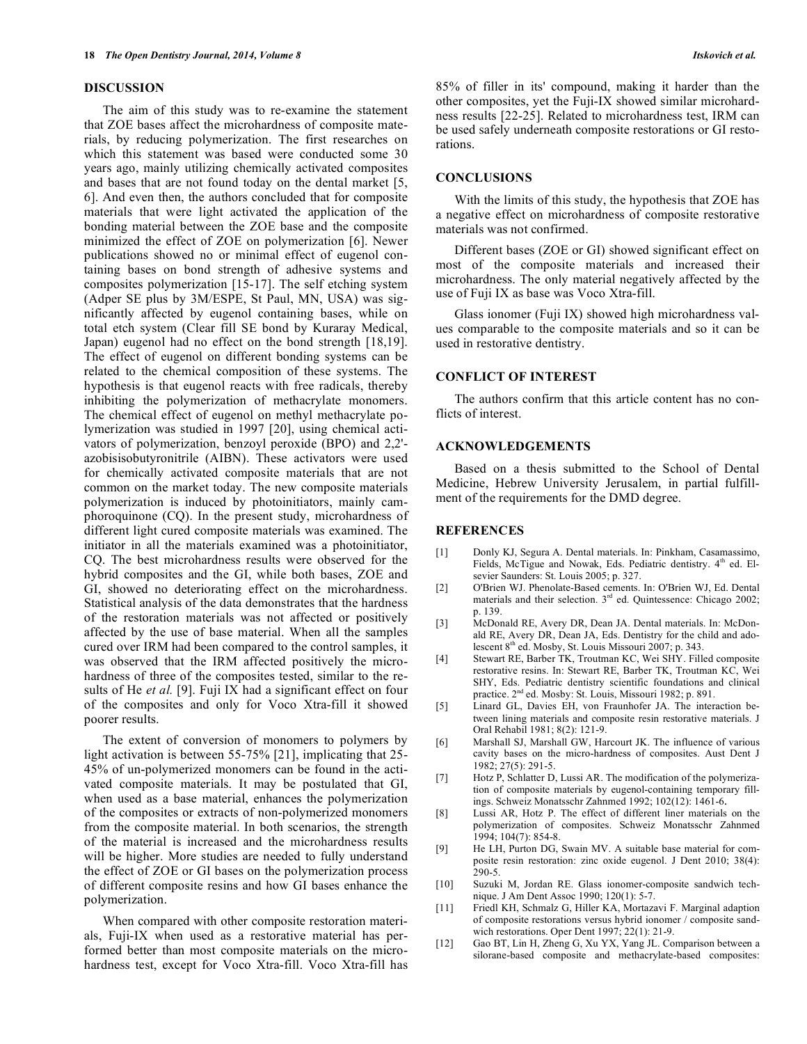## DISCUSSION

The aim of this study was to re-examine the statement that ZOE bases affect the microhardness of composite materials, by reducing polymerization. The first researches on which this statement was based were conducted some 30 years ago, mainly utilizing chemically activated composites and bases that are not found today on the dental market [5, 6]. And even then, the authors concluded that for composite materials that were light activated the application of the bonding material between the ZOE base and the composite minimized the effect of ZOE on polymerization [6]. Newer publications showed no or minimal effect of eugenol containing bases on bond strength of adhesive systems and composites polymerization [15-17]. The self etching system (Adper SE plus by 3M/ESPE, St Paul, MN, USA) was significantly affected by eugenol containing bases, while on total etch system (Clear fill SE bond by Kuraray Medical, Japan) eugenol had no effect on the bond strength [18,19]. The effect of eugenol on different bonding systems can be related to the chemical composition of these systems. The hypothesis is that eugenol reacts with free radicals, thereby inhibiting the polymerization of methacrylate monomers. The chemical effect of eugenol on methyl methacrylate polymerization was studied in 1997 [20], using chemical activators of polymerization, benzoyl peroxide (BPO) and 2,2'-azobisisobutyronitrile (AIBN). These activators were used for chemically activated composite materials that are not common on the market today. The new composite materials polymerization is induced by photoinitiators, mainly camphoroquinone (CQ). In the present study, microhardness of different light cured composite materials was examined. The initiator in all the materials examined was a photoinitiator, CQ. The best microhardness results were observed for the hybrid composites and the GI, while both bases, ZOE and GI, showed no deteriorating effect on the microhardness. Statistical analysis of the data demonstrates that the hardness of the restoration materials was not affected or positively affected by the use of base material. When all the samples cured over IRM had been compared to the control samples, it was observed that the IRM affected positively the microhardness of three of the composites tested, similar to the results of He *et al.* [9]. Fuji IX had a significant effect on four of the composites and only for Voco Xtra-fill it showed poorer results.

The extent of conversion of monomers to polymers by light activation is between 55-75% [21], implicating that 25-45% of un-polymerized monomers can be found in the activated composite materials. It may be postulated that GI, when used as a base material, enhances the polymerization of the composites or extracts of non-polymerized monomers from the composite material. In both scenarios, the strength of the material is increased and the microhardness results will be higher. More studies are needed to fully understand the effect of ZOE or GI bases on the polymerization process of different composite resins and how GI bases enhance the polymerization.

When compared with other composite restoration materials, Fuji-IX when used as a restorative material has performed better than most composite materials on the microhardness test, except for Voco Xtra-fill. Voco Xtra-fill has 85% of filler in its' compound, making it harder than the other composites, yet the Fuji-IX showed similar microhardness results [22-25]. Related to microhardness test, IRM can be used safely underneath composite restorations or GI restorations.

## CONCLUSIONS

With the limits of this study, the hypothesis that ZOE has a negative effect on microhardness of composite restorative materials was not confirmed.

Different bases (ZOE or GI) showed significant effect on most of the composite materials and increased their microhardness. The only material negatively affected by the use of Fuji IX as base was Voco Xtra-fill.

Glass ionomer (Fuji IX) showed high microhardness values comparable to the composite materials and so it can be used in restorative dentistry.

## CONFLICT OF INTEREST

The authors confirm that this article content has no conflicts of interest.

## ACKNOWLEDGEMENTS

Based on a thesis submitted to the School of Dental Medicine, Hebrew University Jerusalem, in partial fulfillment of the requirements for the DMD degree.

## REFERENCES

[1] Donly KJ, Segura A. Dental materials. In: Pinkham, Casamassimo, Fields, McTigue and Nowak, Eds. Pediatric dentistry. 4th ed. Elsevier Saunders: St. Louis 2005; p. 327.

[2] O'Brien WJ. Phenolate-Based cements. In: O'Brien WJ, Ed. Dental materials and their selection. 3rd ed. Quintessence: Chicago 2002; p. 139.

[3] McDonald RE, Avery DR, Dean JA. Dental materials. In: McDonald RE, Avery DR, Dean JA, Eds. Dentistry for the child and adolescent 8th ed. Mosby, St. Louis Missouri 2007; p. 343.

[4] Stewart RE, Barber TK, Troutman KC, Wei SHY. Filled composite restorative resins. In: Stewart RE, Barber TK, Troutman KC, Wei SHY, Eds. Pediatric dentistry scientific foundations and clinical practice. 2nd ed. Mosby: St. Louis, Missouri 1982; p. 891.

[5] Linard GL, Davies EH, von Fraunhofer JA. The interaction between lining materials and composite resin restorative materials. J Oral Rehabil 1981; 8(2): 121-9.

[6] Marshall SJ, Marshall GW, Harcourt JK. The influence of various cavity bases on the micro-hardness of composites. Aust Dent J 1982; 27(5): 291-5.

[7] Hotz P, Schlatter D, Lussi AR. The modification of the polymerization of composite materials by eugenol-containing temporary fillings. Schweiz Monatsschr Zahnmed 1992; 102(12): 1461-6.

[8] Lussi AR, Hotz P. The effect of different liner materials on the polymerization of composites. Schweiz Monatsschr Zahnmed 1994; 104(7): 854-8.

[9] He LH, Purton DG, Swain MV. A suitable base material for composite resin restoration: zinc oxide eugenol. J Dent 2010; 38(4): 290-5.

[10] Suzuki M, Jordan RE. Glass ionomer-composite sandwich technique. J Am Dent Assoc 1990; 120(1): 5-7.

[11] Friedl KH, Schmalz G, Hiller KA, Mortazavi F. Marginal adaption of composite restorations versus hybrid ionomer / composite sandwich restorations. Oper Dent 1997; 22(1): 21-9.

[12] Gao BT, Lin H, Zheng G, Xu YX, Yang JL. Comparison between a silorane-based composite and methacrylate-based composites: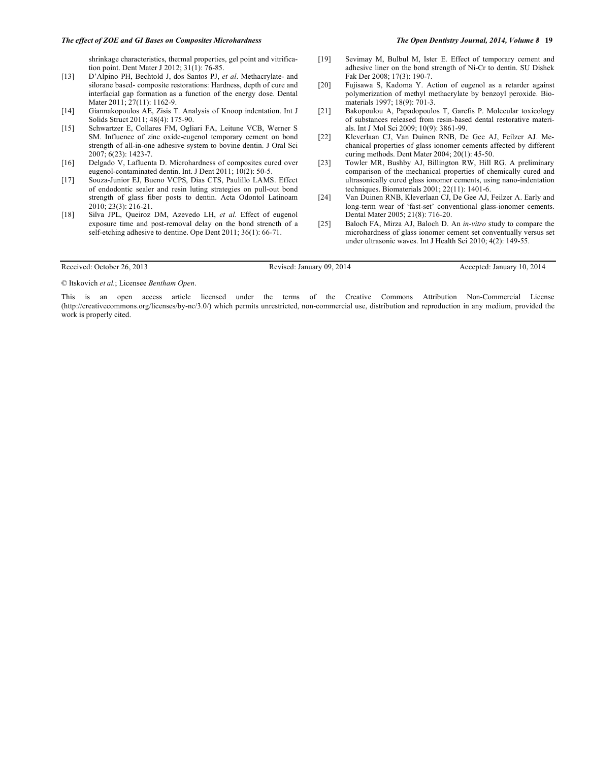shrinkage characteristics, thermal properties, gel point and vitrification point. Dent Mater J 2012; 31(1): 76-85.

[13] D'Alpino PH, Bechtold J, dos Santos PJ, *et al*. Methacrylate- and silorane based- composite restorations: Hardness, depth of cure and interfacial gap formation as a function of the energy dose. Dental Mater 2011; 27(11): 1162-9.

[14] Giannakopoulos AE, Zisis T. Analysis of Knoop indentation. Int J Solids Struct 2011; 48(4): 175-90.

[15] Schwartzer E, Collares FM, Ogliari FA, Leitune VCB, Werner S SM. Influence of zinc oxide-eugenol temporary cement on bond strength of all-in-one adhesive system to bovine dentin. J Oral Sci 2007; 6(23): 1423-7.

[16] Delgado V, Lafluenta D. Microhardness of composites cured over eugenol-contaminated dentin. Int. J Dent 2011; 10(2): 50-5.

[17] Souza-Junior EJ, Bueno VCPS, Dias CTS, Paulillo LAMS. Effect of endodontic sealer and resin luting strategies on pull-out bond strength of glass fiber posts to dentin. Acta Odontol Latinoam 2010; 23(3): 216-21.

[18] Silva JPL, Queiroz DM, Azevedo LH, *et al*. Effect of eugenol exposure time and post-removal delay on the bond strencth of a self-etching adhesive to dentine. Ope Dent 2011; 36(1): 66-71.

[19] Sevimay M, Bulbul M, Ister E. Effect of temporary cement and adhesive liner on the bond strength of Ni-Cr to dentin. SU Dishek Fak Der 2008; 17(3): 190-7.

[20] Fujisawa S, Kadoma Y. Action of eugenol as a retarder against polymerization of methyl methacrylate by benzoyl peroxide. Biomaterials 1997; 18(9): 701-3.

[21] Bakopoulou A, Papadopoulos T, Garefis P. Molecular toxicology of substances released from resin-based dental restorative materials. Int J Mol Sci 2009; 10(9): 3861-99.

[22] Kleverlaan CJ, Van Duinen RNB, De Gee AJ, Feilzer AJ. Mechanical properties of glass ionomer cements affected by different curing methods. Dent Mater 2004; 20(1): 45-50.

[23] Towler MR, Bushby AJ, Billington RW, Hill RG. A preliminary comparison of the mechanical properties of chemically cured and ultrasonically cured glass ionomer cements, using nano-indentation techniques. Biomaterials 2001; 22(11): 1401-6.

[24] Van Duinen RNB, Kleverlaan CJ, De Gee AJ, Feilzer A. Early and long-term wear of 'fast-set' conventional glass-ionomer cements. Dental Mater 2005; 21(8): 716-20.

[25] Baloch FA, Mirza AJ, Baloch D. An *in-vitro* study to compare the microhardness of glass ionomer cement set conventually versus set under ultrasonic waves. Int J Health Sci 2010; 4(2): 149-55.

Received: October 26, 2013 Revised: January 09, 2014 Accepted: January 10, 2014

© Itskovich *et al.*; Licensee *Bentham Open*.

This is an open access article licensed under the terms of the Creative Commons Attribution Non-Commercial License (http://creativecommons.org/licenses/by-nc/3.0/) which permits unrestricted, non-commercial use, distribution and reproduction in any medium, provided the work is properly cited.